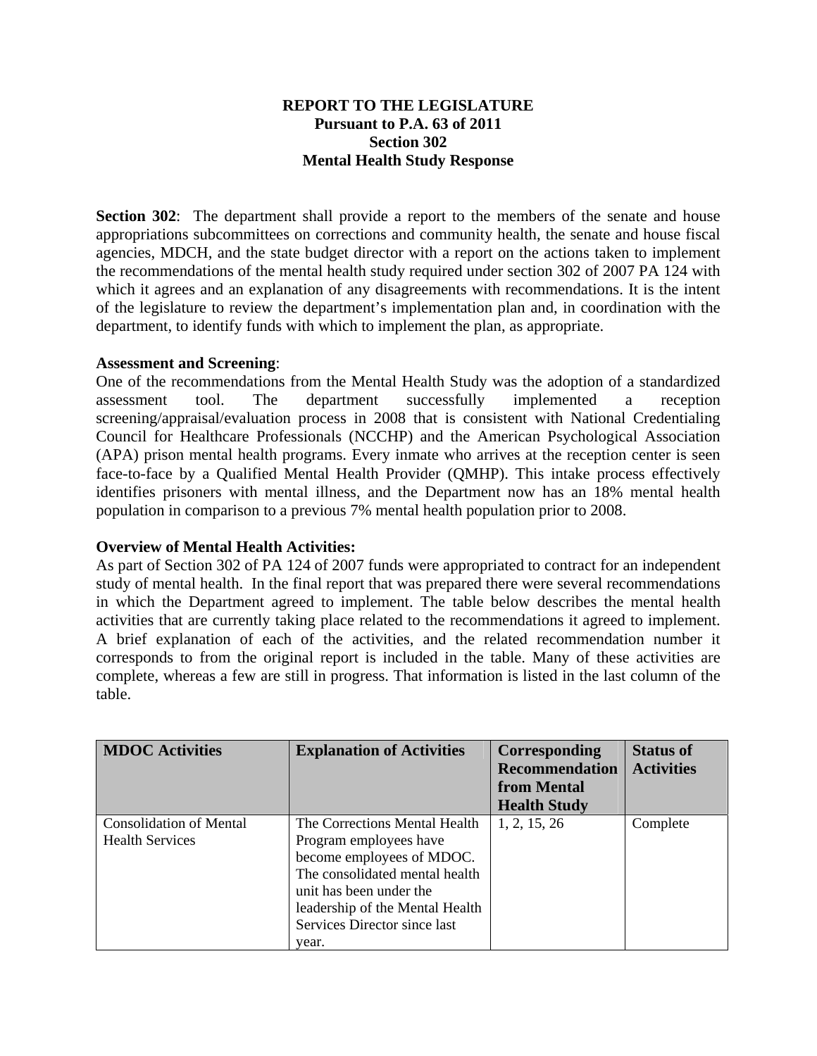**REPORT TO THE LEGISLATURE**
**Pursuant to P.A. 63 of 2011**
**Section 302**
**Mental Health Study Response**

**Section 302**: The department shall provide a report to the members of the senate and house appropriations subcommittees on corrections and community health, the senate and house fiscal agencies, MDCH, and the state budget director with a report on the actions taken to implement the recommendations of the mental health study required under section 302 of 2007 PA 124 with which it agrees and an explanation of any disagreements with recommendations. It is the intent of the legislature to review the department's implementation plan and, in coordination with the department, to identify funds with which to implement the plan, as appropriate.

**Assessment and Screening**:
One of the recommendations from the Mental Health Study was the adoption of a standardized assessment tool. The department successfully implemented a reception screening/appraisal/evaluation process in 2008 that is consistent with National Credentialing Council for Healthcare Professionals (NCCHP) and the American Psychological Association (APA) prison mental health programs. Every inmate who arrives at the reception center is seen face-to-face by a Qualified Mental Health Provider (QMHP). This intake process effectively identifies prisoners with mental illness, and the Department now has an 18% mental health population in comparison to a previous 7% mental health population prior to 2008.

**Overview of Mental Health Activities:**
As part of Section 302 of PA 124 of 2007 funds were appropriated to contract for an independent study of mental health. In the final report that was prepared there were several recommendations in which the Department agreed to implement. The table below describes the mental health activities that are currently taking place related to the recommendations it agreed to implement. A brief explanation of each of the activities, and the related recommendation number it corresponds to from the original report is included in the table. Many of these activities are complete, whereas a few are still in progress. That information is listed in the last column of the table.

| MDOC Activities | Explanation of Activities | Corresponding Recommendation from Mental Health Study | Status of Activities |
|---|---|---|---|
| Consolidation of Mental Health Services | The Corrections Mental Health Program employees have become employees of MDOC. The consolidated mental health unit has been under the leadership of the Mental Health Services Director since last year. | 1, 2, 15, 26 | Complete |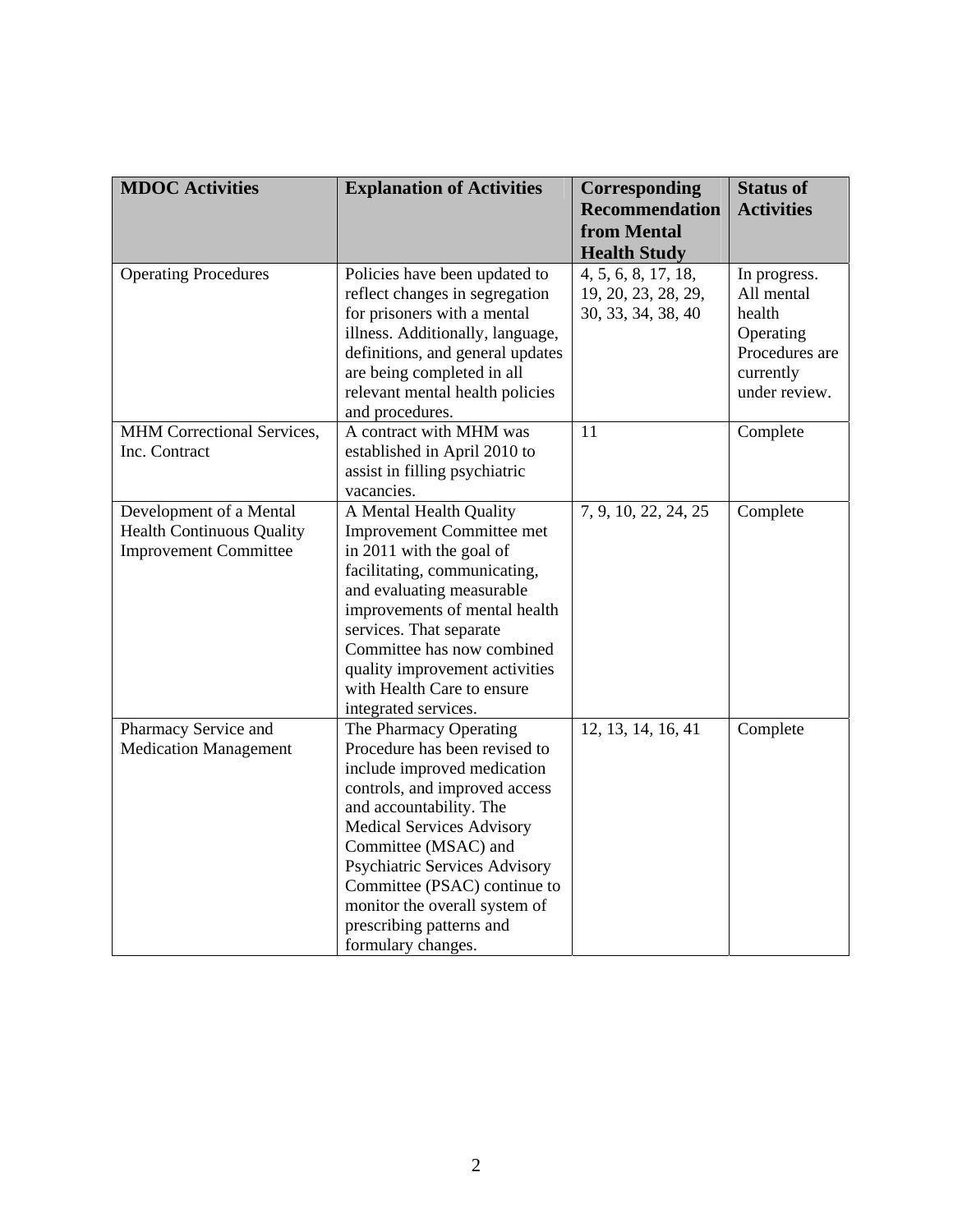| MDOC Activities | Explanation of Activities | Corresponding Recommendation from Mental Health Study | Status of Activities |
|---|---|---|---|
| Operating Procedures | Policies have been updated to reflect changes in segregation for prisoners with a mental illness. Additionally, language, definitions, and general updates are being completed in all relevant mental health policies and procedures. | 4, 5, 6, 8, 17, 18, 19, 20, 23, 28, 29, 30, 33, 34, 38, 40 | In progress. All mental health Operating Procedures are currently under review. |
| MHM Correctional Services, Inc. Contract | A contract with MHM was established in April 2010 to assist in filling psychiatric vacancies. | 11 | Complete |
| Development of a Mental Health Continuous Quality Improvement Committee | A Mental Health Quality Improvement Committee met in 2011 with the goal of facilitating, communicating, and evaluating measurable improvements of mental health services. That separate Committee has now combined quality improvement activities with Health Care to ensure integrated services. | 7, 9, 10, 22, 24, 25 | Complete |
| Pharmacy Service and Medication Management | The Pharmacy Operating Procedure has been revised to include improved medication controls, and improved access and accountability. The Medical Services Advisory Committee (MSAC) and Psychiatric Services Advisory Committee (PSAC) continue to monitor the overall system of prescribing patterns and formulary changes. | 12, 13, 14, 16, 41 | Complete |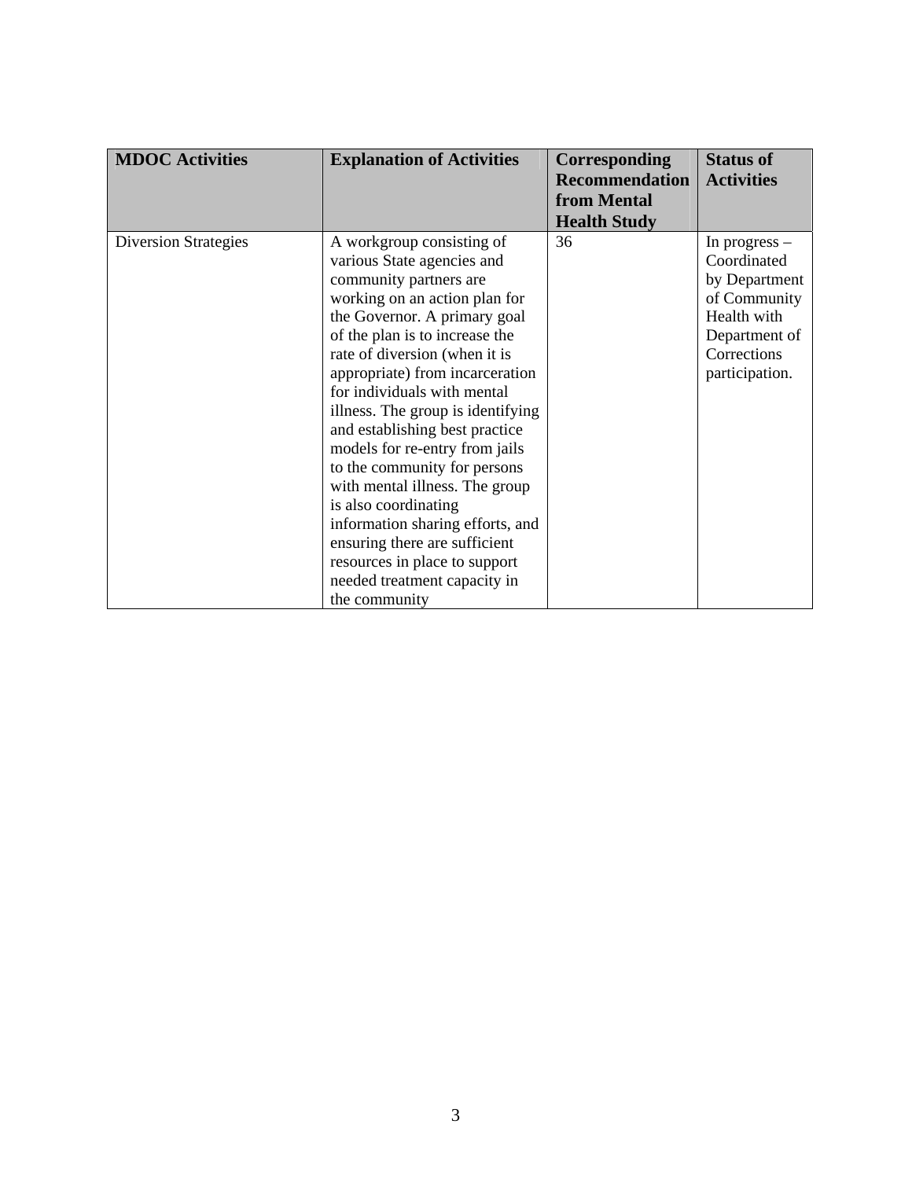| MDOC Activities | Explanation of Activities | Corresponding Recommendation from Mental Health Study | Status of Activities |
|---|---|---|---|
| Diversion Strategies | A workgroup consisting of various State agencies and community partners are working on an action plan for the Governor. A primary goal of the plan is to increase the rate of diversion (when it is appropriate) from incarceration for individuals with mental illness. The group is identifying and establishing best practice models for re-entry from jails to the community for persons with mental illness. The group is also coordinating information sharing efforts, and ensuring there are sufficient resources in place to support needed treatment capacity in the community | 36 | In progress – Coordinated by Department of Community Health with Department of Corrections participation. |